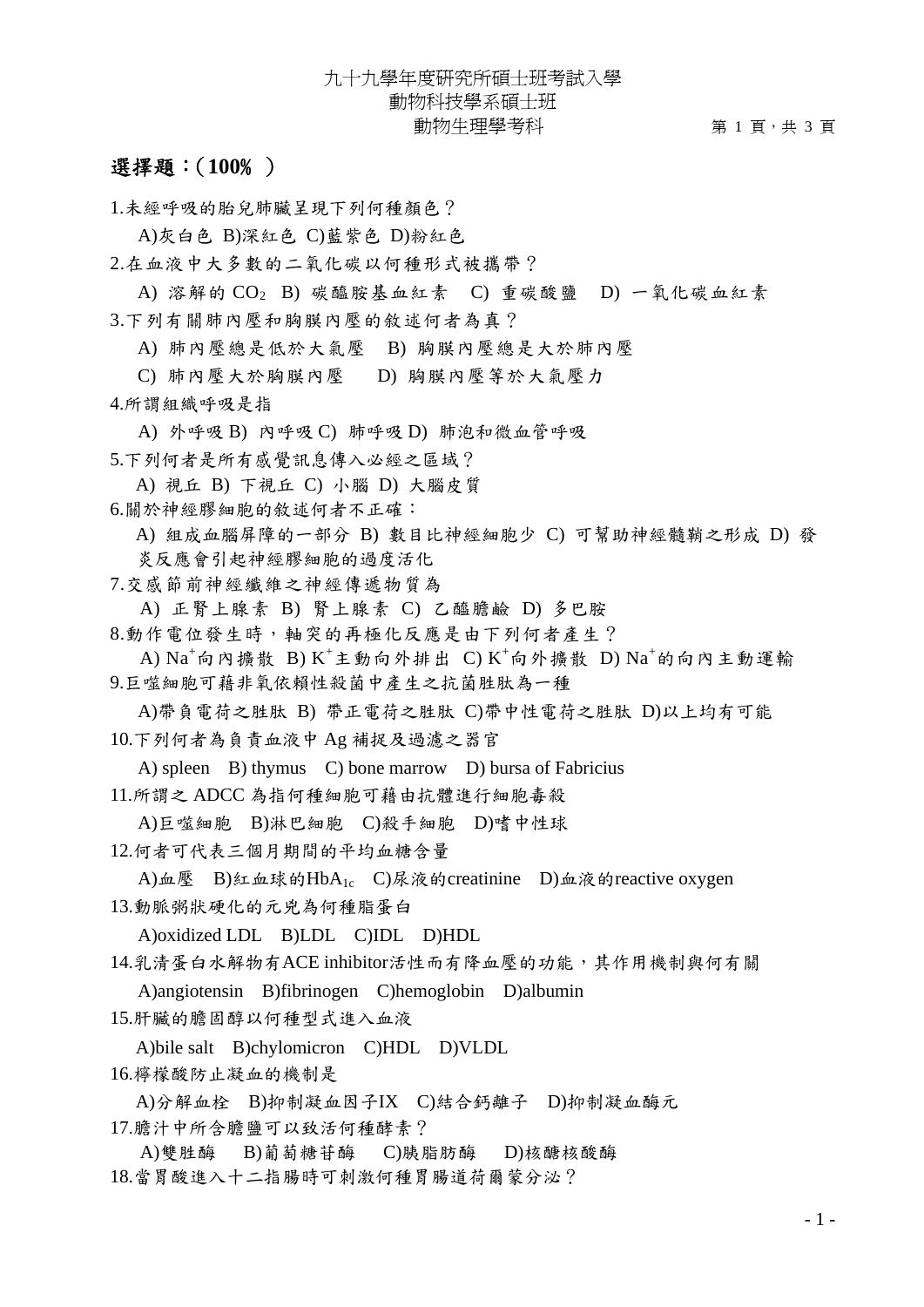九十九學年度研究所碩士班考試入學
動物科技學系碩士班
動物生理學考科

## 選擇題：(**100%** )

1.未經呼吸的胎兒肺臟呈現下列何種顏色？

A)灰白色 B)深紅色 C)藍紫色 D)粉紅色

2.在血液中大多數的二氧化碳以何種形式被攜帶？

A) 溶解的 $CO_2$ B) 碳醯胺基血紅素 C) 重碳酸鹽 D) 一氧化碳血紅素

3.下列有關肺內壓和胸膜內壓的敘述何者為真？

A) 肺內壓總是低於大氣壓 B) 胸膜內壓總是大於肺內壓

C) 肺內壓大於胸膜內壓 D) 胸膜內壓等於大氣壓力

4.所謂組織呼吸是指

A) 外呼吸 B) 內呼吸 C) 肺呼吸 D) 肺泡和微血管呼吸

5.下列何者是所有感覺訊息傳入必經之區域？

A) 視丘 B) 下視丘 C) 小腦 D) 大腦皮質

6.關於神經膠細胞的敘述何者不正確：

A) 組成血腦屏障的一部分 B) 數目比神經細胞少 C) 可幫助神經髓鞘之形成 D) 發炎反應會引起神經膠細胞的過度活化

7.交感節前神經纖維之神經傳遞物質為

A) 正腎上腺素 B) 腎上腺素 C) 乙醯膽鹼 D) 多巴胺

8.動作電位發生時，軸突的再極化反應是由下列何者產生？

A) $Na^+$向內擴散 B) $K^+$主動向外排出 C) $K^+$向外擴散 D) $Na^+$的向內主動運輸

9.巨噬細胞可藉非氧依賴性殺菌中產生之抗菌胜肽為一種

A)帶負電荷之胜肽 B) 帶正電荷之胜肽 C)帶中性電荷之胜肽 D)以上均有可能

10.下列何者為負責血液中 Ag 補捉及過濾之器官

A) spleen B) thymus C) bone marrow D) bursa of Fabricius

11.所謂之 ADCC 為指何種細胞可藉由抗體進行細胞毒殺

A)巨噬細胞 B)淋巴細胞 C)殺手細胞 D)嗜中性球

12.何者可代表三個月期間的平均血糖含量

A)血壓 B)紅血球的$HbA_{1c}$ C)尿液的creatinine D)血液的reactive oxygen

13.動脈粥狀硬化的元兇為何種脂蛋白

A)oxidized LDL B)LDL C)IDL D)HDL

14.乳清蛋白水解物有ACE inhibitor活性而有降血壓的功能，其作用機制與何有關

A)angiotensin B)fibrinogen C)hemoglobin D)albumin

15.肝臟的膽固醇以何種型式進入血液

A)bile salt B)chylomicron C)HDL D)VLDL

16.檸檬酸防止凝血的機制是

A)分解血栓 B)抑制凝血因子IX C)結合鈣離子 D)抑制凝血酶元

17.膽汁中所含膽鹽可以致活何種酵素？

A)雙胜酶 B)葡萄糖苷酶 C)胰脂肪酶 D)核醣核酸酶

18.當胃酸進入十二指腸時可刺激何種胃腸道荷爾蒙分泌？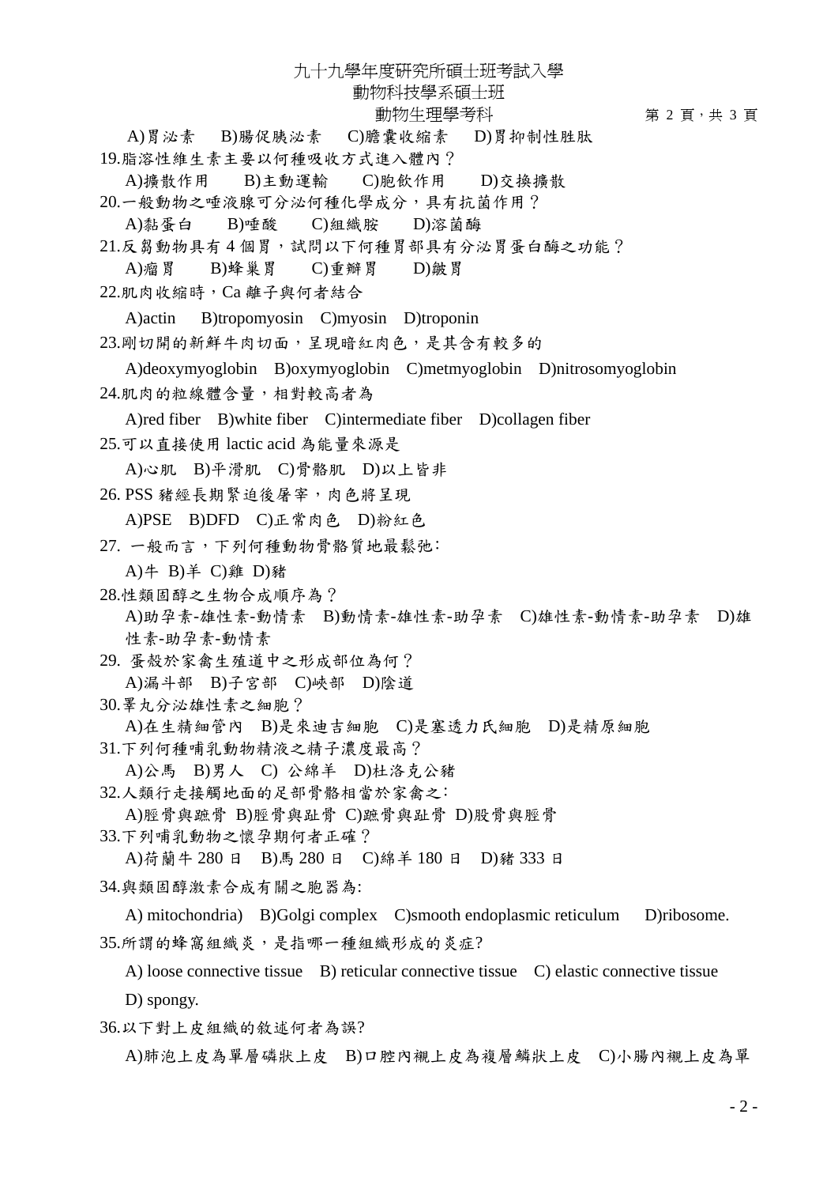A)胃泌素　B)腸促胰泌素　C)膽囊收縮素　D)胃抑制性胜肽

19.脂溶性維生素主要以何種吸收方式進入體內？

A)擴散作用　B)主動運輸　C)胞飲作用　D)交換擴散

20.一般動物之唾液腺可分泌何種化學成分，具有抗菌作用？

A)黏蛋白　B)唾酸　C)組織胺　D)溶菌酶

21.反芻動物具有 4 個胃，試問以下何種胃部具有分泌胃蛋白酶之功能？

A)瘤胃　B)蜂巢胃　C)重瓣胃　D)皺胃

22.肌肉收縮時，Ca 離子與何者結合

A)actin　B)tropomyosin　C)myosin　D)troponin

23.剛切開的新鮮牛肉切面，呈現暗紅肉色，是其含有較多的

A)deoxymyoglobin　B)oxymyoglobin　C)metmyoglobin　D)nitrosomyoglobin

24.肌肉的粒線體含量，相對較高者為

A)red fiber　B)white fiber　C)intermediate fiber　D)collagen fiber

25.可以直接使用 lactic acid 為能量來源是

A)心肌　B)平滑肌　C)骨骼肌　D)以上皆非

26. PSS 豬經長期緊迫後屠宰，肉色將呈現

A)PSE　B)DFD　C)正常肉色　D)粉紅色

27. 一般而言，下列何種動物骨骼質地最鬆弛：

A)牛 B)羊 C)雞 D)豬

28.性類固醇之生物合成順序為？

A)助孕素-雄性素-動情素　B)動情素-雄性素-助孕素　C)雄性素-動情素-助孕素　D)雄性素-助孕素-動情素

29. 蛋殼於家禽生殖道中之形成部位為何？

A)漏斗部　B)子宮部　C)峽部　D)陰道

30.睪丸分泌雄性素之細胞？

A)在生精細管內　B)是來迪吉細胞　C)是塞透力氏細胞　D)是精原細胞

31.下列何種哺乳動物精液之精子濃度最高？

A)公馬　B)男人　C) 公綿羊　D)杜洛克公豬

32.人類行走接觸地面的足部骨骼相當於家禽之：

A)脛骨與蹠骨 B)脛骨與趾骨 C)蹠骨與趾骨 D)股骨與脛骨

33.下列哺乳動物之懷孕期何者正確？

A)荷蘭牛 280 日　B)馬 280 日　C)綿羊 180 日　D)豬 333 日

34.與類固醇激素合成有關之胞器為:

A) mitochondria)　B)Golgi complex　C)smooth endoplasmic reticulum　D)ribosome.

35.所謂的蜂窩組織炎，是指哪一種組織形成的炎症?

A) loose connective tissue　B) reticular connective tissue　C) elastic connective tissue

D) spongy.

36.以下對上皮組織的敘述何者為誤?

A)肺泡上皮為單層磷狀上皮　B)口腔內襯上皮為複層鱗狀上皮　C)小腸內襯上皮為單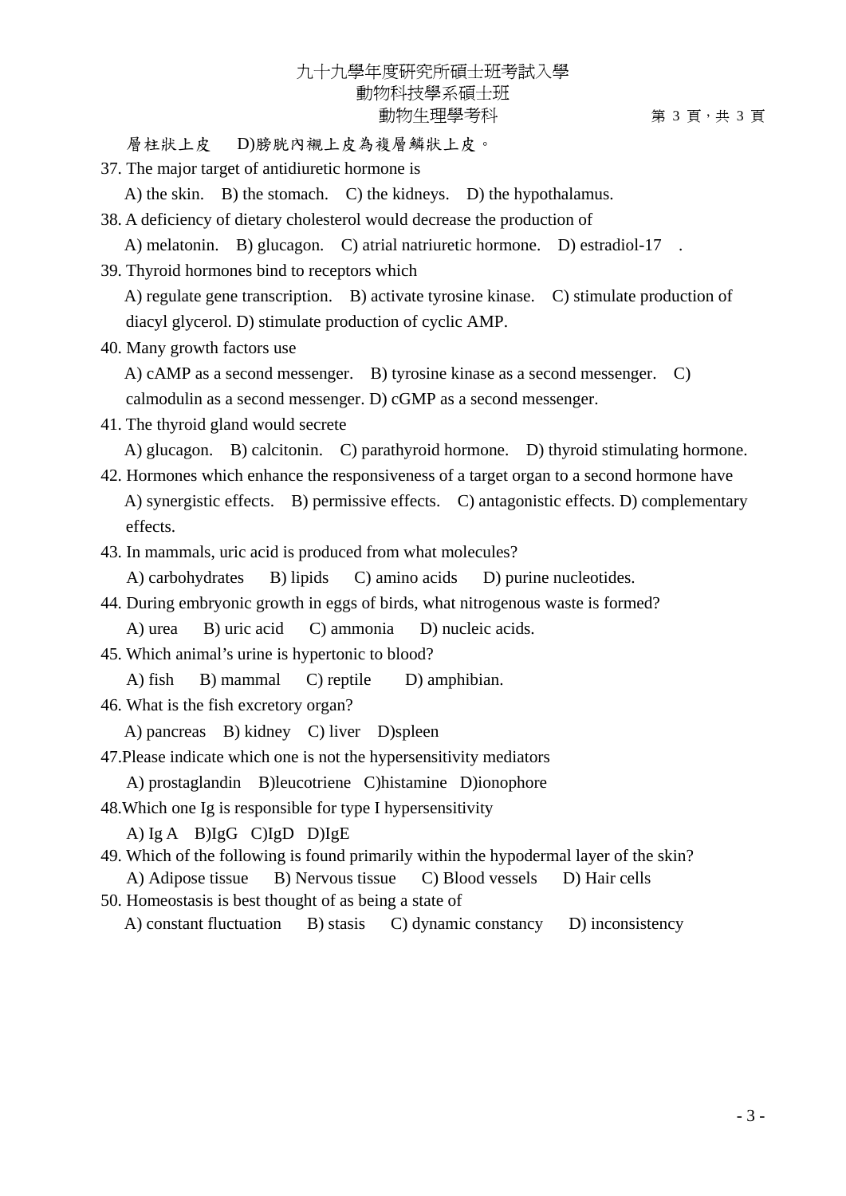層柱狀上皮　D)膀胱內襯上皮為複層鱗狀上皮。

37. The major target of antidiuretic hormone is
    A) the skin.　B) the stomach.　C) the kidneys.　D) the hypothalamus.
38. A deficiency of dietary cholesterol would decrease the production of
    A) melatonin.　B) glucagon.　C) atrial natriuretic hormone.　D) estradiol-17　.
39. Thyroid hormones bind to receptors which
    A) regulate gene transcription.　B) activate tyrosine kinase.　C) stimulate production of diacyl glycerol. D) stimulate production of cyclic AMP.
40. Many growth factors use
    A) cAMP as a second messenger.　B) tyrosine kinase as a second messenger.　C) calmodulin as a second messenger. D) cGMP as a second messenger.
41. The thyroid gland would secrete
    A) glucagon.　B) calcitonin.　C) parathyroid hormone.　D) thyroid stimulating hormone.
42. Hormones which enhance the responsiveness of a target organ to a second hormone have
    A) synergistic effects.　B) permissive effects.　C) antagonistic effects. D) complementary effects.
43. In mammals, uric acid is produced from what molecules?
    A) carbohydrates　B) lipids　C) amino acids　D) purine nucleotides.
44. During embryonic growth in eggs of birds, what nitrogenous waste is formed?
    A) urea　B) uric acid　C) ammonia　D) nucleic acids.
45. Which animal's urine is hypertonic to blood?
    A) fish　B) mammal　C) reptile　D) amphibian.
46. What is the fish excretory organ?
    A) pancreas　B) kidney　C) liver　D)spleen
47. Please indicate which one is not the hypersensitivity mediators
    A) prostaglandin　B)leucotriene　C)histamine　D)ionophore
48. Which one Ig is responsible for type I hypersensitivity
    A) Ig A　B)IgG　C)IgD　D)IgE
49. Which of the following is found primarily within the hypodermal layer of the skin?
    A) Adipose tissue　B) Nervous tissue　C) Blood vessels　D) Hair cells
50. Homeostasis is best thought of as being a state of
    A) constant fluctuation　B) stasis　C) dynamic constancy　D) inconsistency